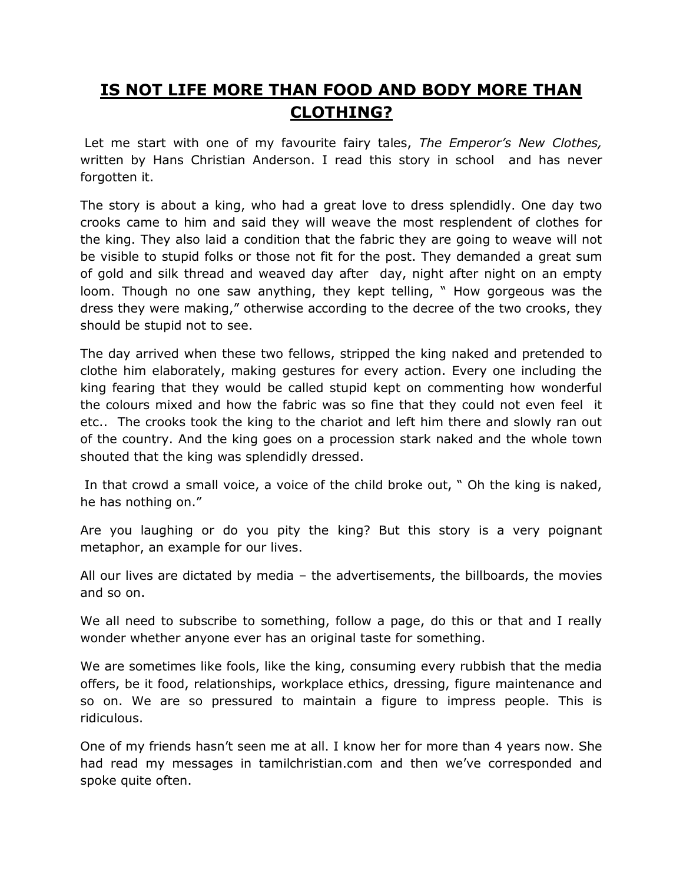# IS NOT LIFE MORE THAN FOOD AND BODY MORE THAN CLOTHING?

Let me start with one of my favourite fairy tales, *The Emperor's New Clothes,* written by Hans Christian Anderson. I read this story in school and has never forgotten it.

The story is about a king, who had a great love to dress splendidly. One day two crooks came to him and said they will weave the most resplendent of clothes for the king. They also laid a condition that the fabric they are going to weave will not be visible to stupid folks or those not fit for the post. They demanded a great sum of gold and silk thread and weaved day after day, night after night on an empty loom. Though no one saw anything, they kept telling, " How gorgeous was the dress they were making," otherwise according to the decree of the two crooks, they should be stupid not to see.

The day arrived when these two fellows, stripped the king naked and pretended to clothe him elaborately, making gestures for every action. Every one including the king fearing that they would be called stupid kept on commenting how wonderful the colours mixed and how the fabric was so fine that they could not even feel it etc.. The crooks took the king to the chariot and left him there and slowly ran out of the country. And the king goes on a procession stark naked and the whole town shouted that the king was splendidly dressed.

In that crowd a small voice, a voice of the child broke out, " Oh the king is naked, he has nothing on."

Are you laughing or do you pity the king? But this story is a very poignant metaphor, an example for our lives.

All our lives are dictated by media – the advertisements, the billboards, the movies and so on.

We all need to subscribe to something, follow a page, do this or that and I really wonder whether anyone ever has an original taste for something.

We are sometimes like fools, like the king, consuming every rubbish that the media offers, be it food, relationships, workplace ethics, dressing, figure maintenance and so on. We are so pressured to maintain a figure to impress people. This is ridiculous.

One of my friends hasn't seen me at all. I know her for more than 4 years now. She had read my messages in tamilchristian.com and then we've corresponded and spoke quite often.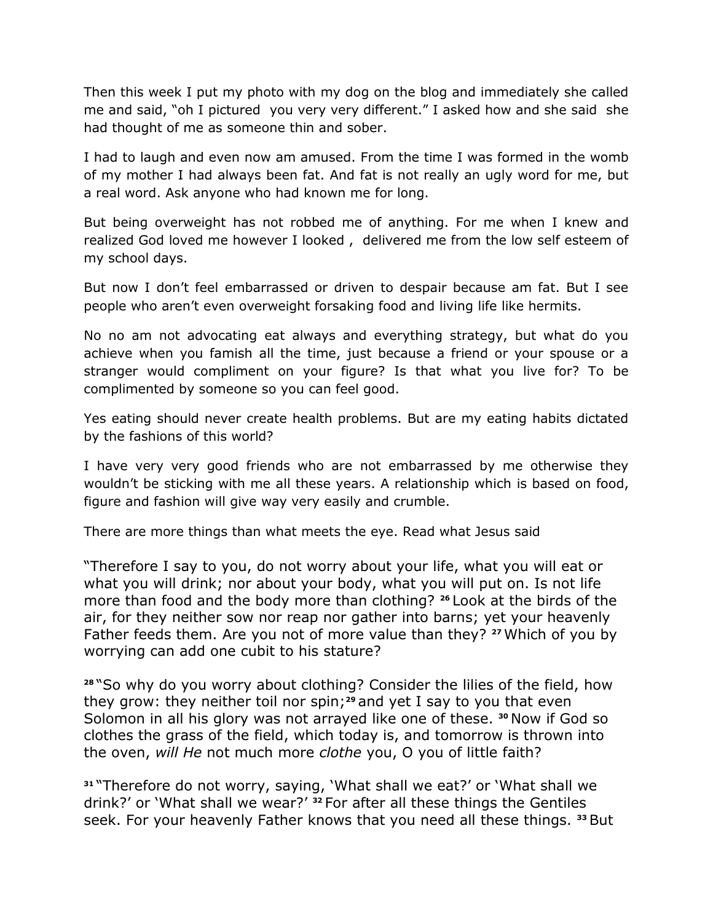Then this week I put my photo with my dog on the blog and immediately she called me and said, "oh I pictured you very very different." I asked how and she said she had thought of me as someone thin and sober.

I had to laugh and even now am amused. From the time I was formed in the womb of my mother I had always been fat. And fat is not really an ugly word for me, but a real word. Ask anyone who had known me for long.

But being overweight has not robbed me of anything. For me when I knew and realized God loved me however I looked , delivered me from the low self esteem of my school days.

But now I don't feel embarrassed or driven to despair because am fat. But I see people who aren't even overweight forsaking food and living life like hermits.

No no am not advocating eat always and everything strategy, but what do you achieve when you famish all the time, just because a friend or your spouse or a stranger would compliment on your figure? Is that what you live for? To be complimented by someone so you can feel good.

Yes eating should never create health problems. But are my eating habits dictated by the fashions of this world?

I have very very good friends who are not embarrassed by me otherwise they wouldn't be sticking with me all these years. A relationship which is based on food, figure and fashion will give way very easily and crumble.

There are more things than what meets the eye. Read what Jesus said

"Therefore I say to you, do not worry about your life, what you will eat or what you will drink; nor about your body, what you will put on. Is not life more than food and the body more than clothing? [26] Look at the birds of the air, for they neither sow nor reap nor gather into barns; yet your heavenly Father feeds them. Are you not of more value than they? [27] Which of you by worrying can add one cubit to his stature?

[28] "So why do you worry about clothing? Consider the lilies of the field, how they grow: they neither toil nor spin;[29] and yet I say to you that even Solomon in all his glory was not arrayed like one of these. [30] Now if God so clothes the grass of the field, which today is, and tomorrow is thrown into the oven, *will He* not much more *clothe* you, O you of little faith?

[31] "Therefore do not worry, saying, 'What shall we eat?' or 'What shall we drink?' or 'What shall we wear?' [32] For after all these things the Gentiles seek. For your heavenly Father knows that you need all these things. [33] But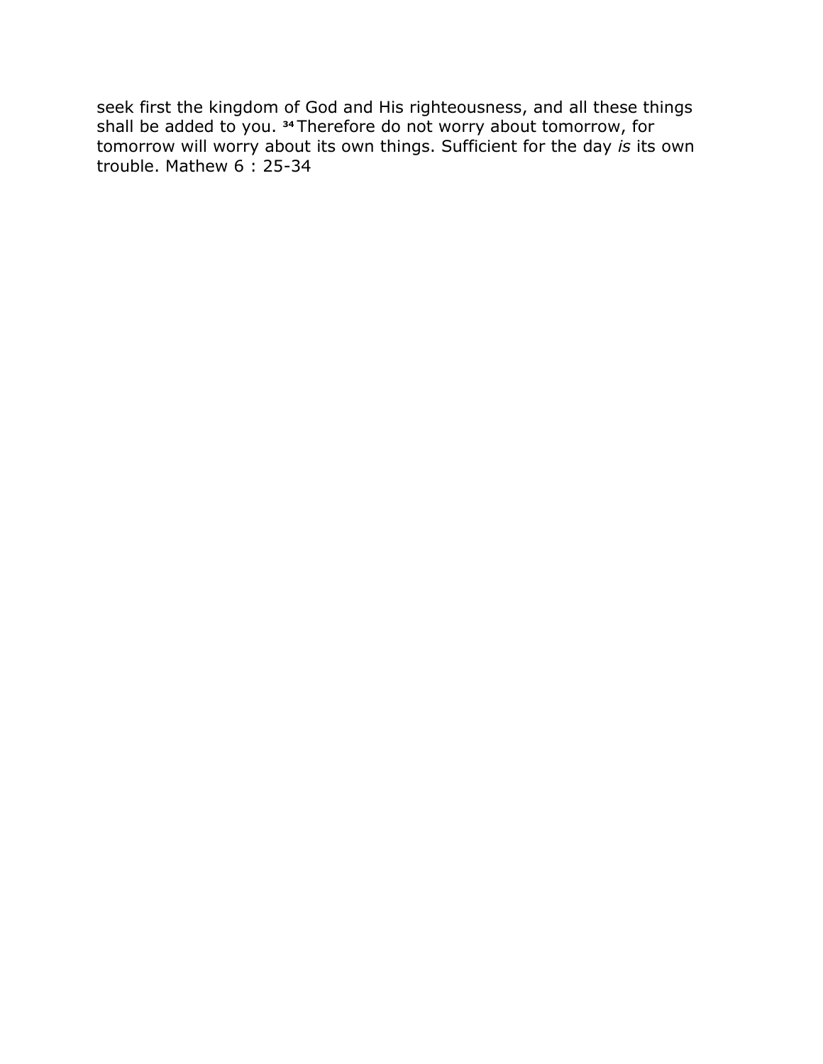seek first the kingdom of God and His righteousness, and all these things shall be added to you. [34] Therefore do not worry about tomorrow, for tomorrow will worry about its own things. Sufficient for the day *is* its own trouble. Mathew 6 : 25-34